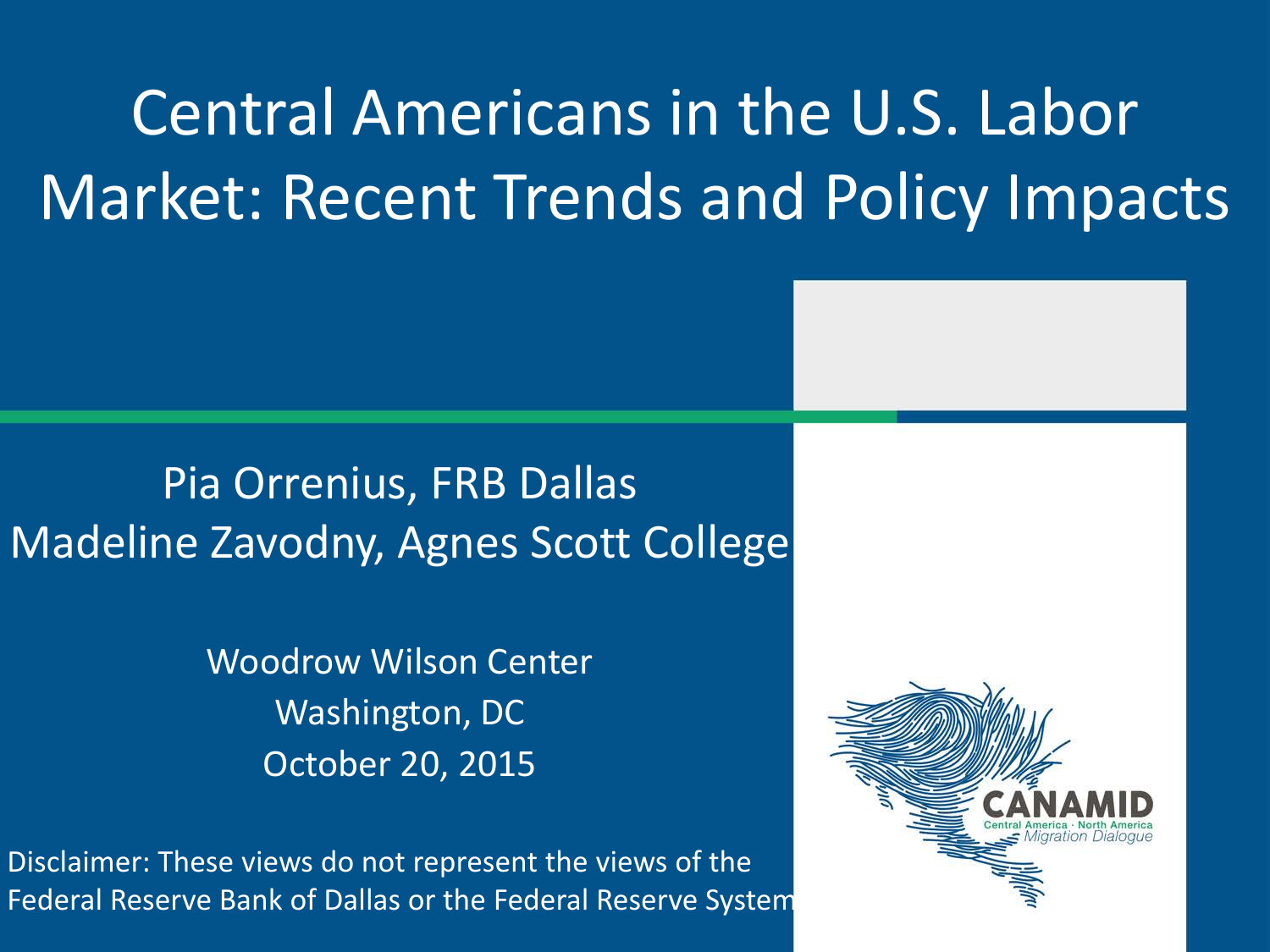# Central Americans in the U.S. Labor Market: Recent Trends and Policy Impacts

Pia Orrenius, FRB Dallas

Madeline Zavodny, Agnes Scott College

Woodrow Wilson Center

Washington, DC

October 20, 2015

Disclaimer: These views do not represent the views of the Federal Reserve Bank of Dallas or the Federal Reserve System

CANAMID

Central America · North America

Migration Dialogue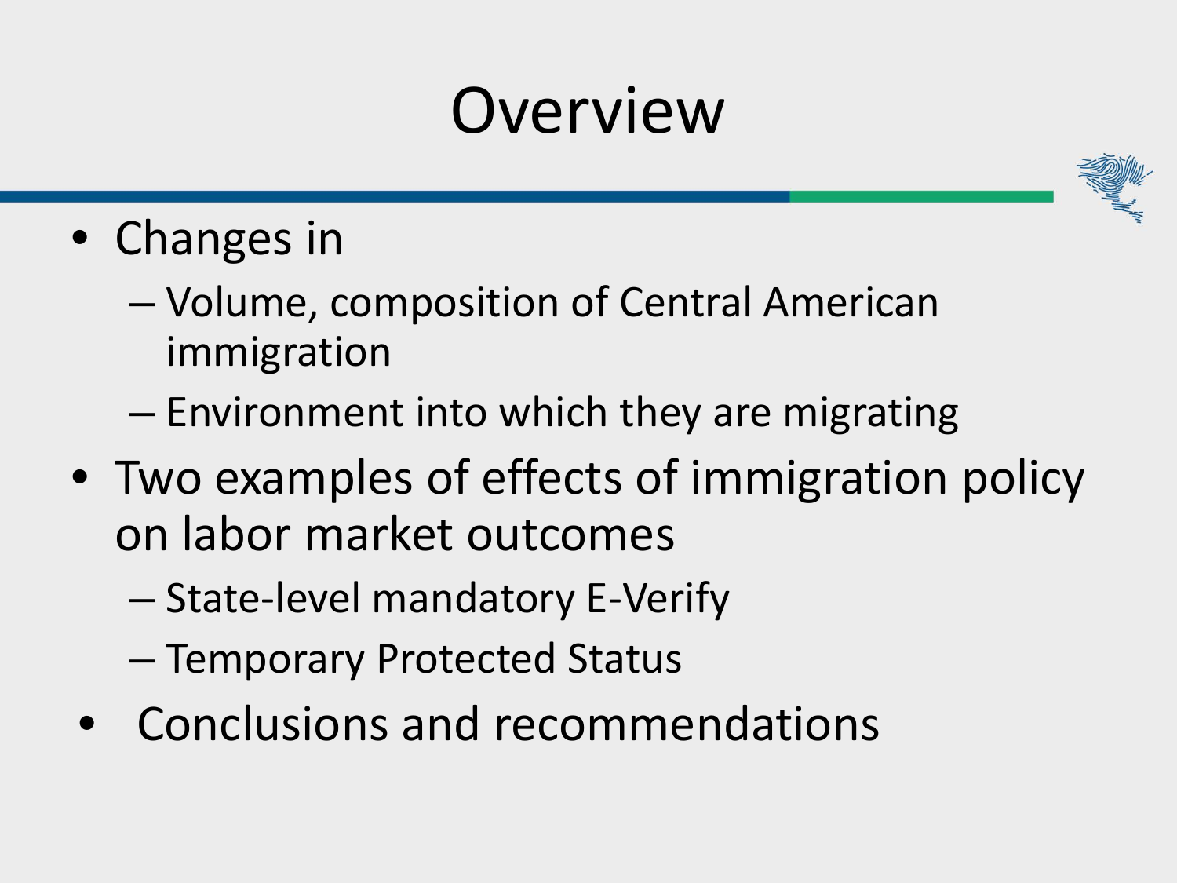# Overview

- Changes in
  - Volume, composition of Central American immigration
  - Environment into which they are migrating
- Two examples of effects of immigration policy on labor market outcomes
  - State-level mandatory E-Verify
  - Temporary Protected Status
- Conclusions and recommendations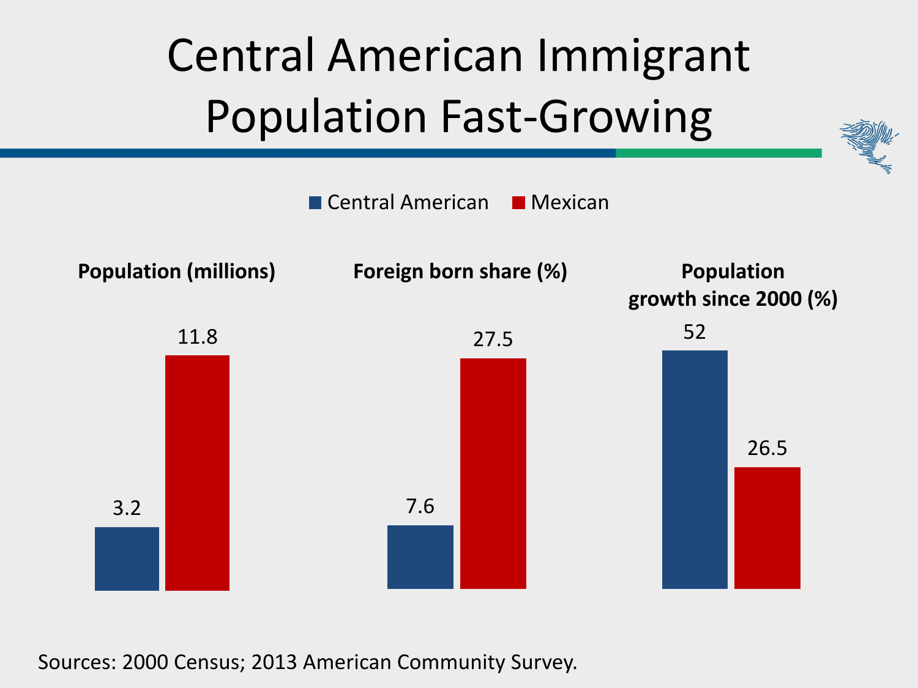# Central American Immigrant Population Fast-Growing

| | Central American | Mexican |
|---|---|---|
| Population (millions) | 3.2 | 11.8 |
| Foreign born share (%) | 7.6 | 27.5 |
| Population growth since 2000 (%) | 52 | 26.5 |

Sources: 2000 Census; 2013 American Community Survey.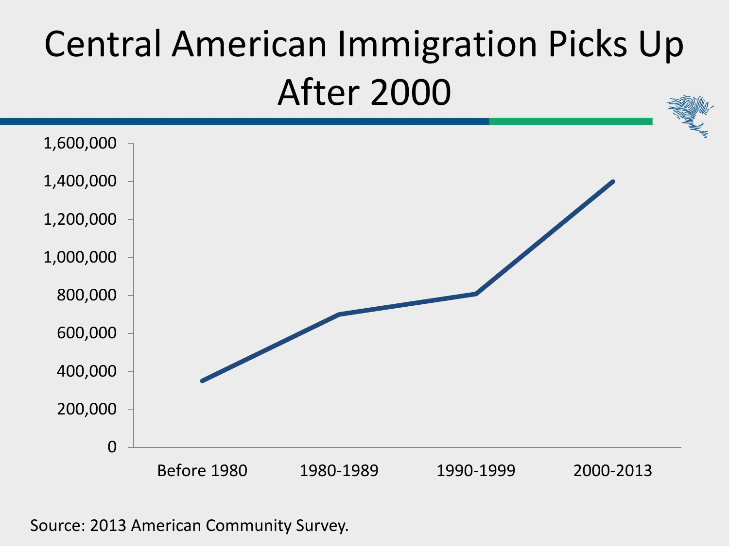# Central American Immigration Picks Up After 2000

1,600,000
1,400,000
1,200,000
1,000,000
800,000
600,000
400,000
200,000
0

Before 1980
1980-1989
1990-1999
2000-2013

Source: 2013 American Community Survey.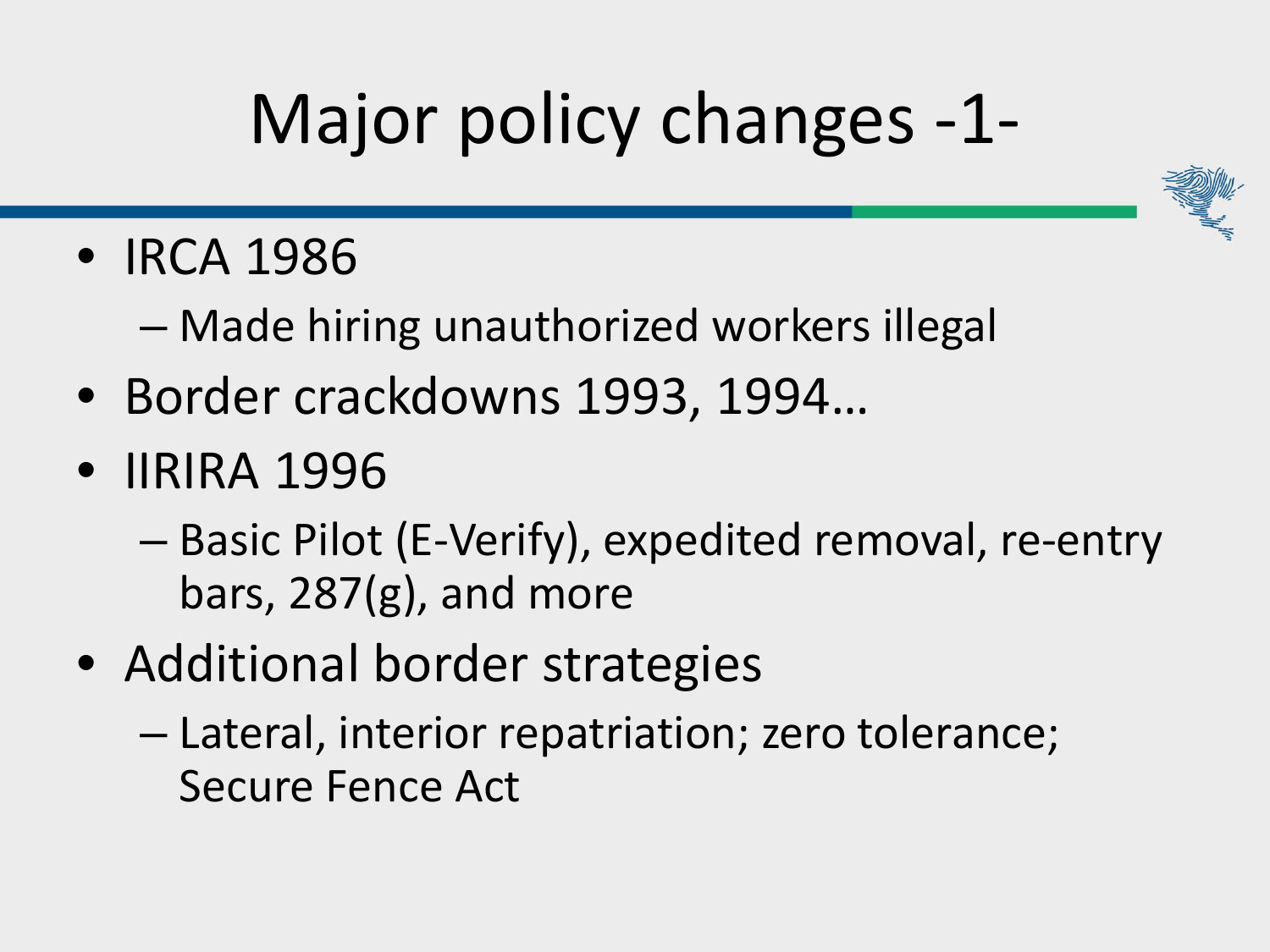# Major policy changes -1-

- IRCA 1986
  - Made hiring unauthorized workers illegal
- Border crackdowns 1993, 1994…
- IIRIRA 1996
  - Basic Pilot (E-Verify), expedited removal, re-entry bars, 287(g), and more
- Additional border strategies
  - Lateral, interior repatriation; zero tolerance; Secure Fence Act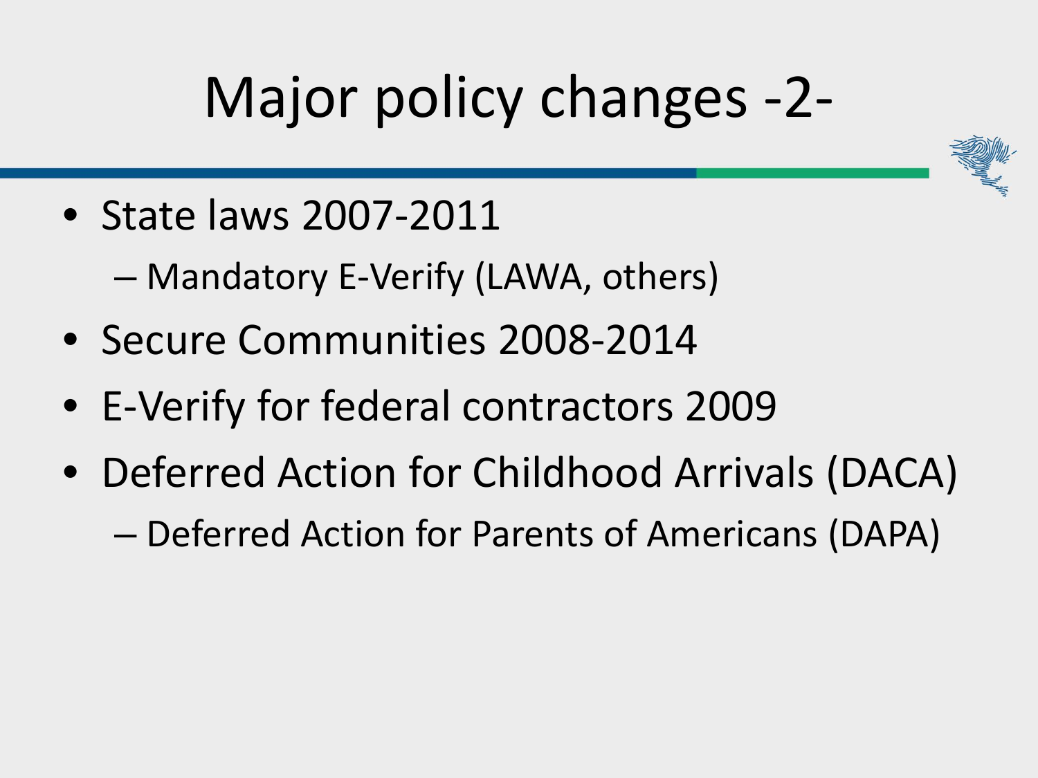# Major policy changes -2-

- State laws 2007-2011
  - Mandatory E-Verify (LAWA, others)
- Secure Communities 2008-2014
- E-Verify for federal contractors 2009
- Deferred Action for Childhood Arrivals (DACA)
  - Deferred Action for Parents of Americans (DAPA)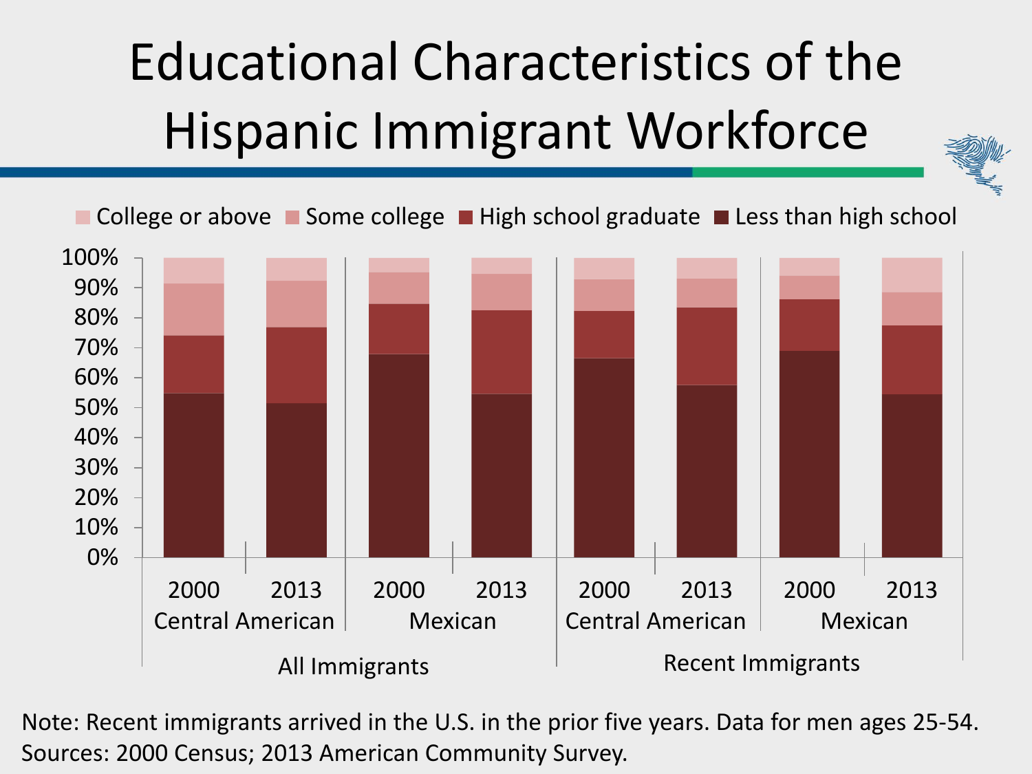# Educational Characteristics of the Hispanic Immigrant Workforce

College or above
Some college
High school graduate
Less than high school

100%
90%
80%
70%
60%
50%
40%
30%
20%
10%
0%

2000
2013
Central American
2000
2013
Mexican
All Immigrants

2000
2013
Central American
2000
2013
Mexican
Recent Immigrants

Note: Recent immigrants arrived in the U.S. in the prior five years. Data for men ages 25-54.
Sources: 2000 Census; 2013 American Community Survey.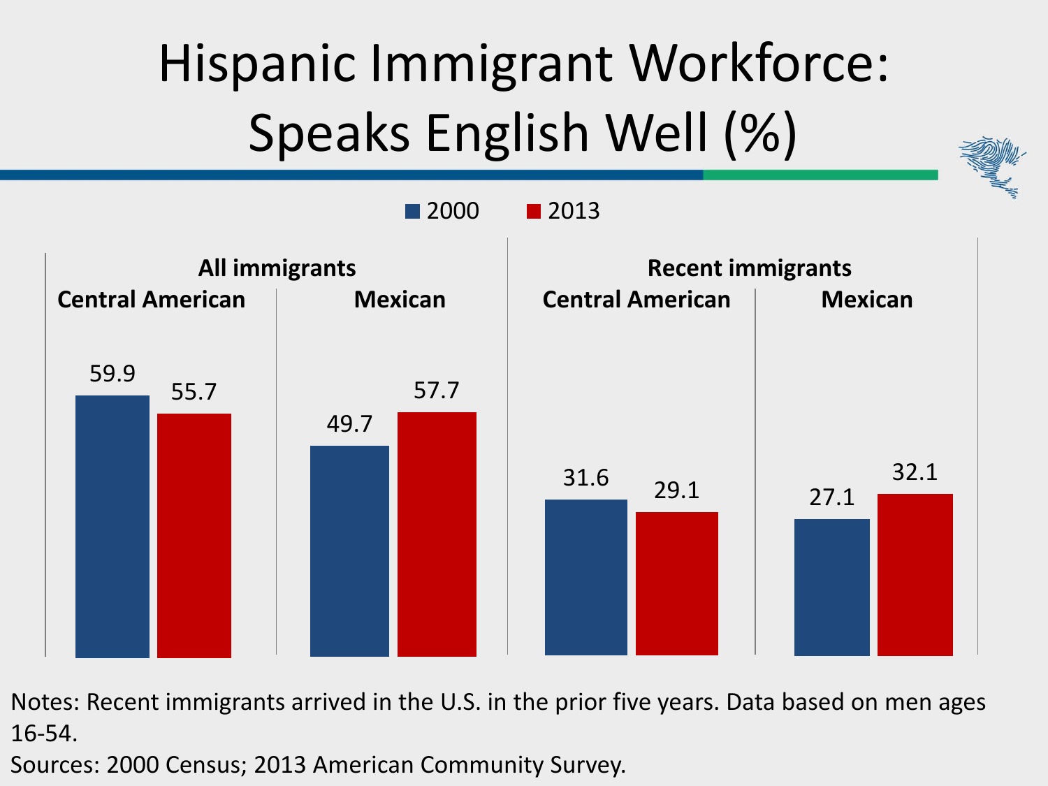# Hispanic Immigrant Workforce: Speaks English Well (%)

2000
2013

**All immigrants**

**Central American**

59.9
55.7

**Mexican**

49.7
57.7

**Recent immigrants**

**Central American**

31.6
29.1

**Mexican**

27.1
32.1

Notes: Recent immigrants arrived in the U.S. in the prior five years. Data based on men ages 16-54.

Sources: 2000 Census; 2013 American Community Survey.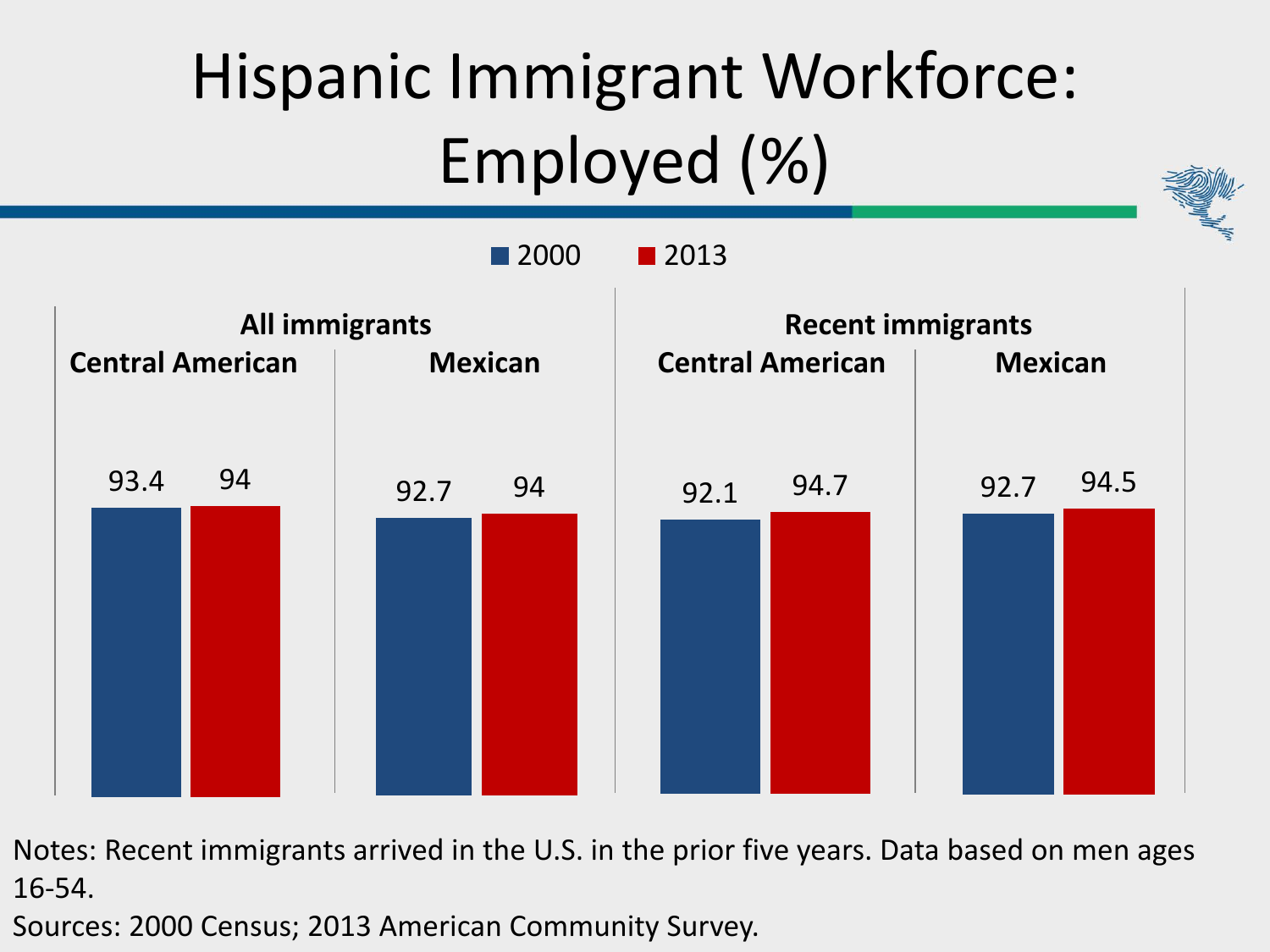# Hispanic Immigrant Workforce: Employed (%)

2000
2013

All immigrants

Central American

93.4
94

Mexican

92.7
94

Recent immigrants

Central American

92.1
94.7

Mexican

92.7
94.5

Notes: Recent immigrants arrived in the U.S. in the prior five years. Data based on men ages 16-54.

Sources: 2000 Census; 2013 American Community Survey.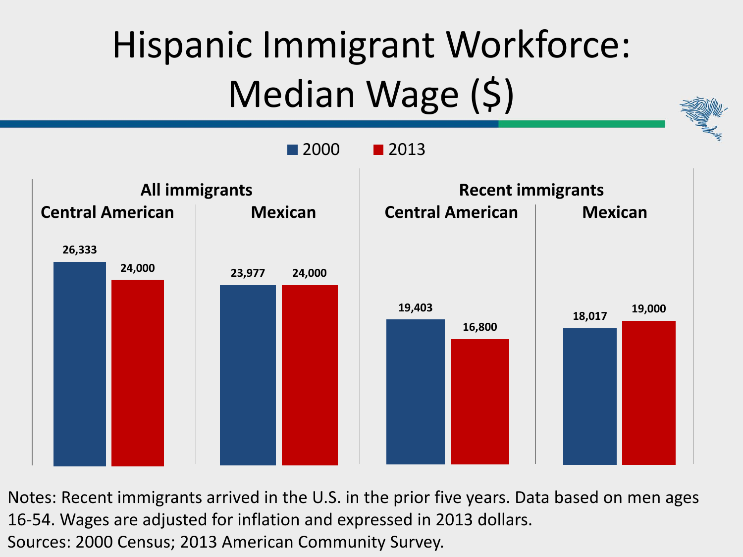# Hispanic Immigrant Workforce: Median Wage ($)

2000
2013

**All immigrants**

**Central American**

26,333
24,000

**Mexican**

23,977
24,000

**Recent immigrants**

**Central American**

19,403
16,800

**Mexican**

18,017
19,000

Notes: Recent immigrants arrived in the U.S. in the prior five years. Data based on men ages 16-54. Wages are adjusted for inflation and expressed in 2013 dollars.
Sources: 2000 Census; 2013 American Community Survey.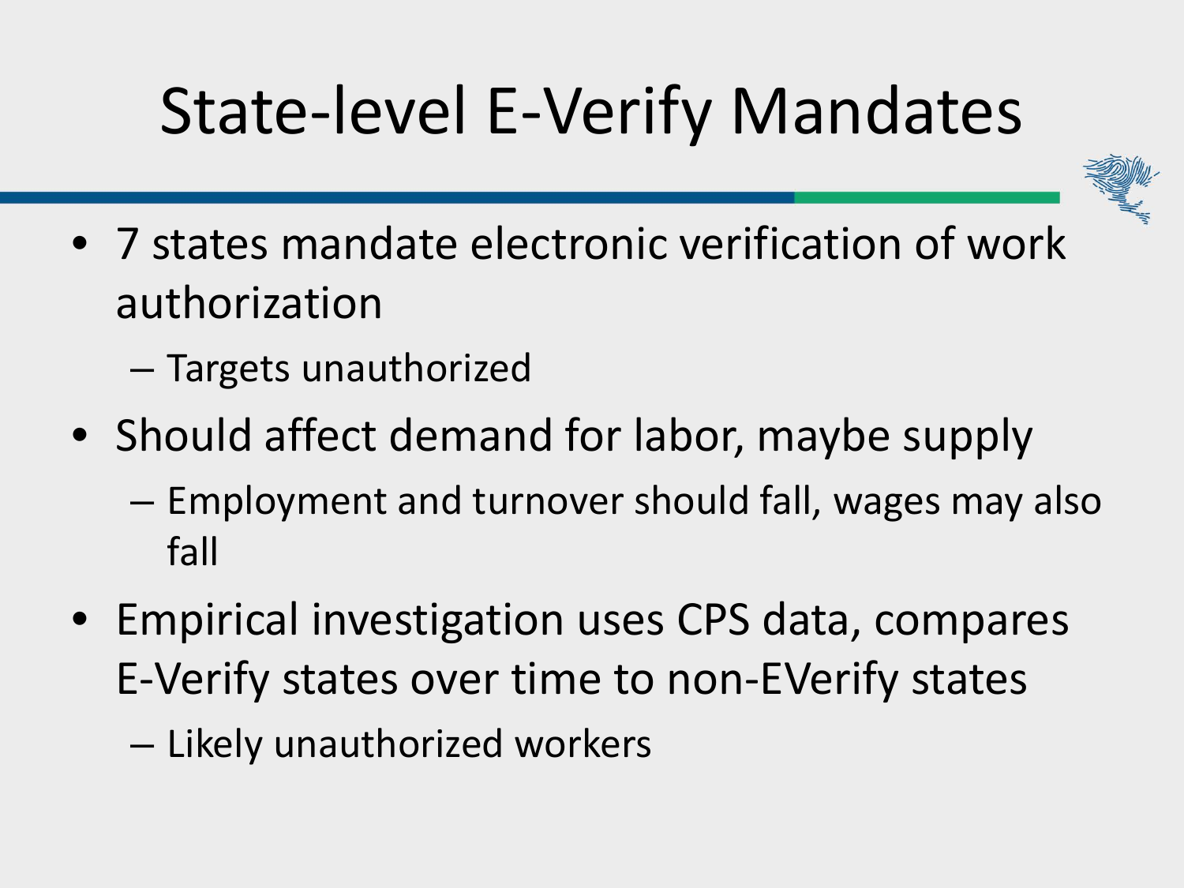# State-level E-Verify Mandates

- 7 states mandate electronic verification of work authorization
  - Targets unauthorized
- Should affect demand for labor, maybe supply
  - Employment and turnover should fall, wages may also fall
- Empirical investigation uses CPS data, compares E-Verify states over time to non-EVerify states
  - Likely unauthorized workers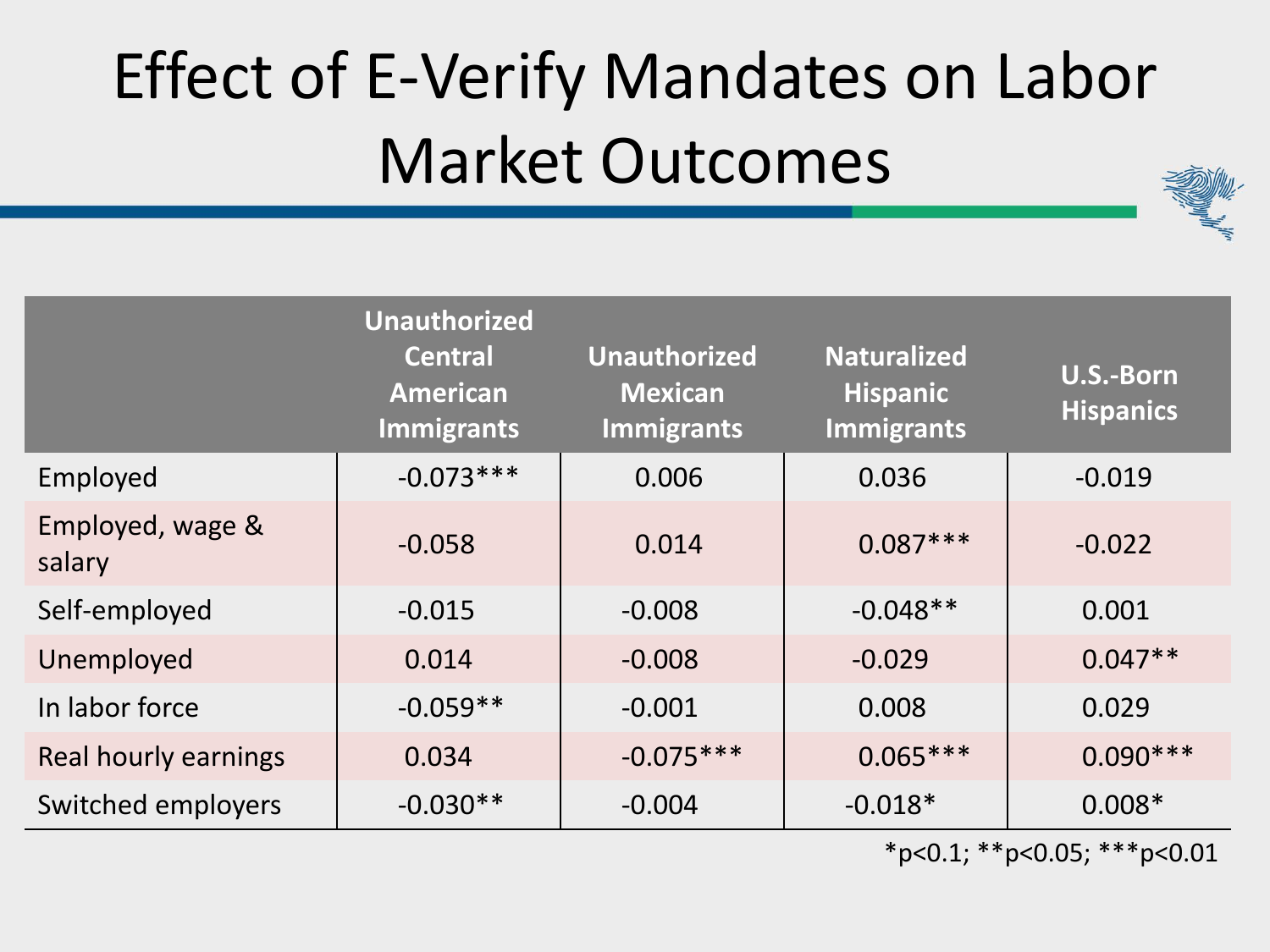# Effect of E-Verify Mandates on Labor Market Outcomes

| | Unauthorized Central American Immigrants | Unauthorized Mexican Immigrants | Naturalized Hispanic Immigrants | U.S.-Born Hispanics |
|---|---|---|---|---|
| Employed | -0.073*** | 0.006 | 0.036 | -0.019 |
| Employed, wage & salary | -0.058 | 0.014 | 0.087*** | -0.022 |
| Self-employed | -0.015 | -0.008 | -0.048** | 0.001 |
| Unemployed | 0.014 | -0.008 | -0.029 | 0.047** |
| In labor force | -0.059** | -0.001 | 0.008 | 0.029 |
| Real hourly earnings | 0.034 | -0.075*** | 0.065*** | 0.090*** |
| Switched employers | -0.030** | -0.004 | -0.018* | 0.008* |

*p<0.1; **p<0.05; ***p<0.01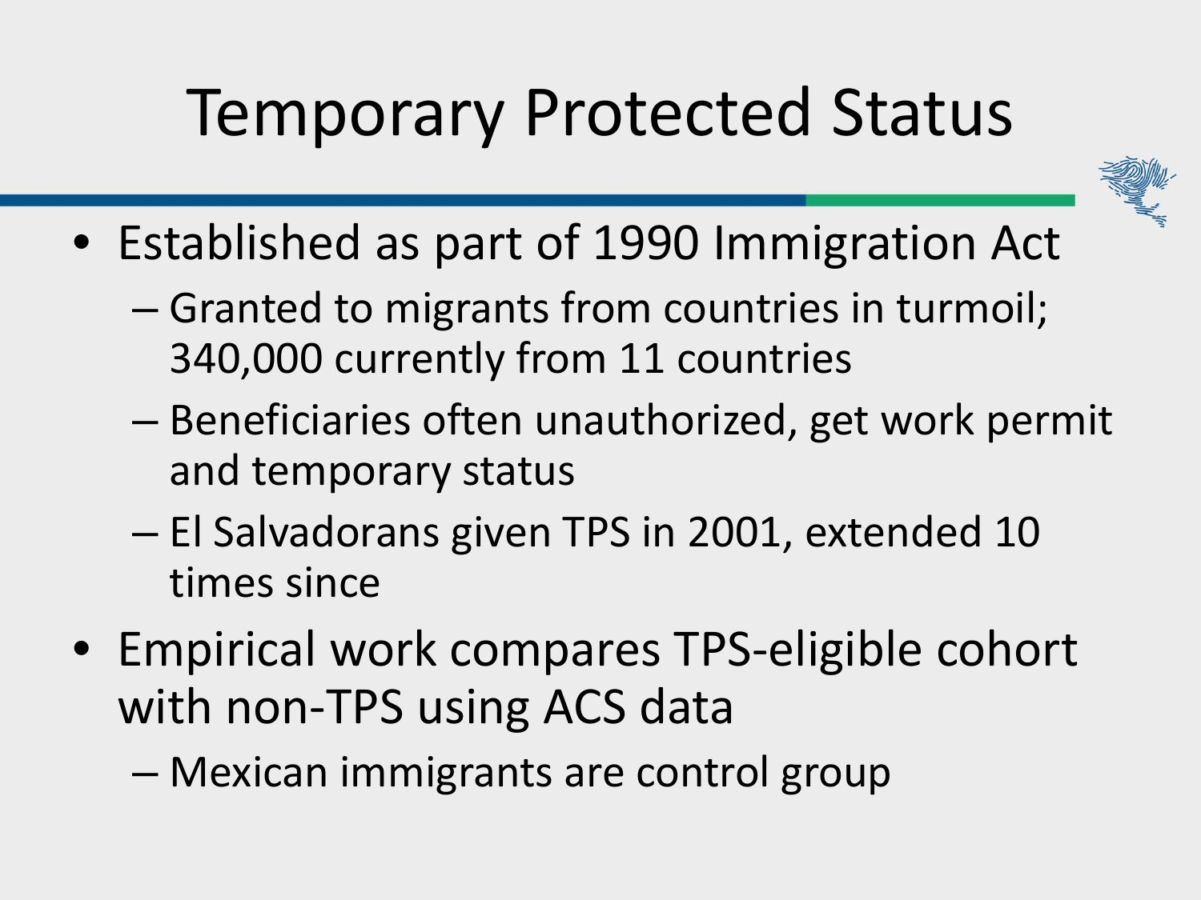# Temporary Protected Status

- Established as part of 1990 Immigration Act
  - Granted to migrants from countries in turmoil; 340,000 currently from 11 countries
  - Beneficiaries often unauthorized, get work permit and temporary status
  - El Salvadorans given TPS in 2001, extended 10 times since
- Empirical work compares TPS-eligible cohort with non-TPS using ACS data
  - Mexican immigrants are control group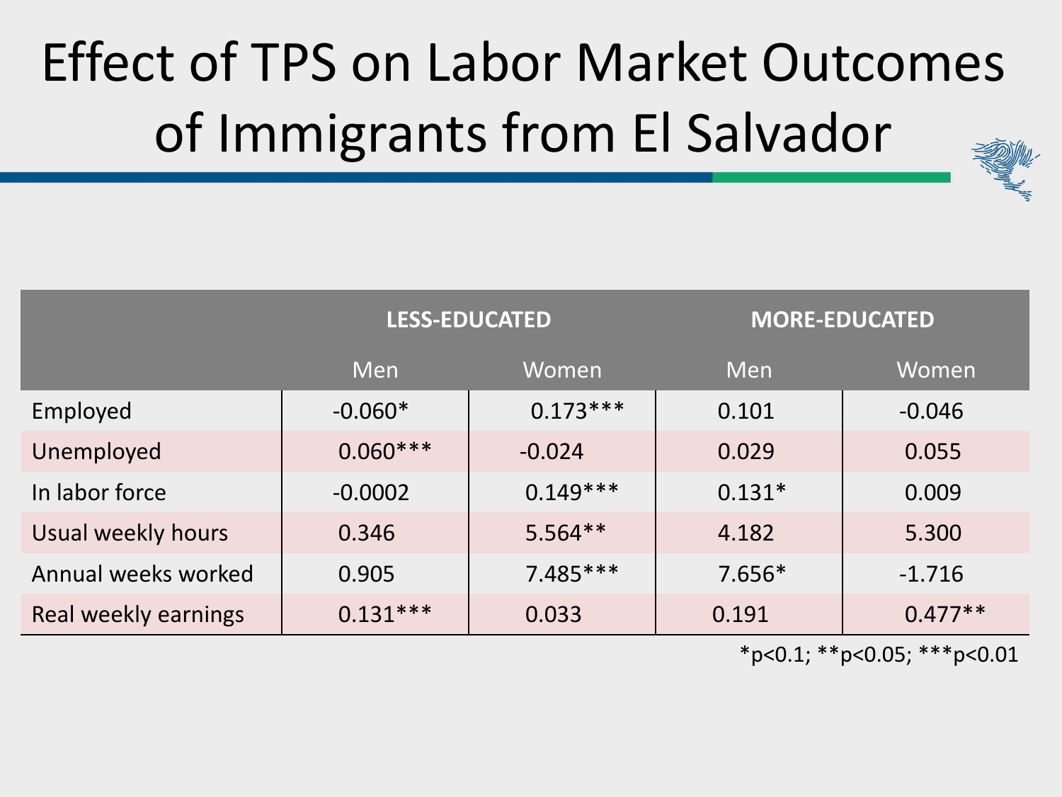# Effect of TPS on Labor Market Outcomes of Immigrants from El Salvador

| | LESS-EDUCATED | | MORE-EDUCATED | |
|---|---|---|---|---|
| | Men | Women | Men | Women |
| Employed | -0.060* | 0.173*** | 0.101 | -0.046 |
| Unemployed | 0.060*** | -0.024 | 0.029 | 0.055 |
| In labor force | -0.0002 | 0.149*** | 0.131* | 0.009 |
| Usual weekly hours | 0.346 | 5.564** | 4.182 | 5.300 |
| Annual weeks worked | 0.905 | 7.485*** | 7.656* | -1.716 |
| Real weekly earnings | 0.131*** | 0.033 | 0.191 | 0.477** |

*p<0.1; **p<0.05; ***p<0.01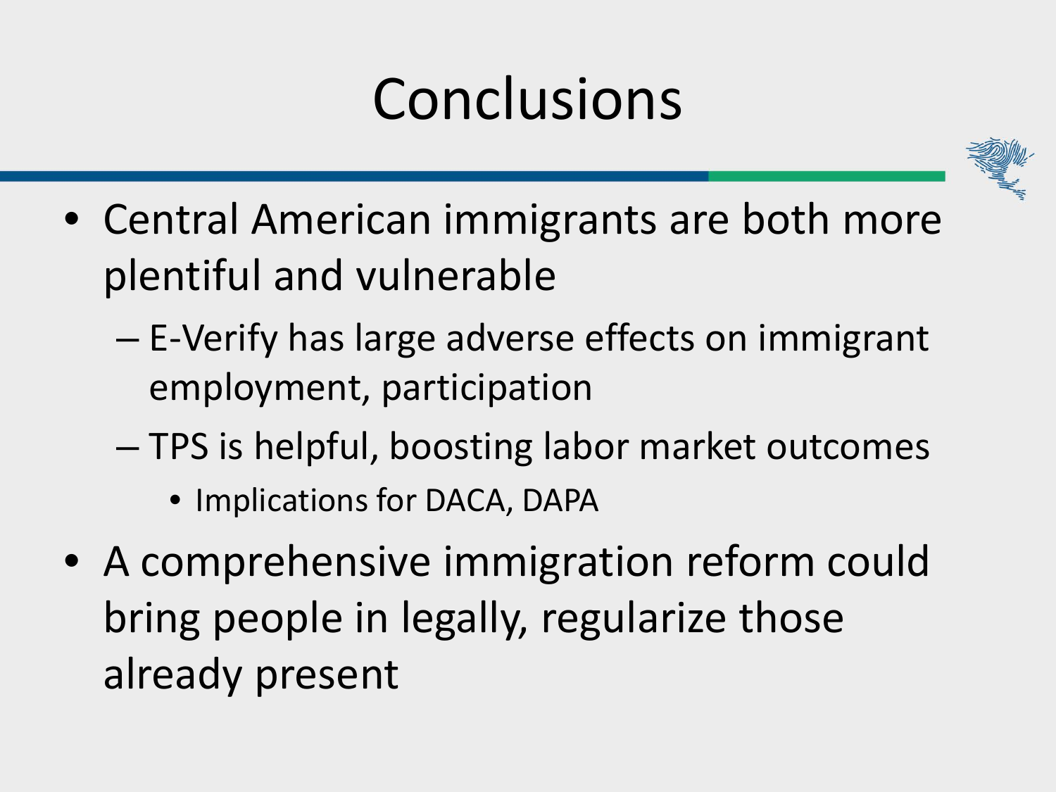# Conclusions

- Central American immigrants are both more plentiful and vulnerable
  - E-Verify has large adverse effects on immigrant employment, participation
  - TPS is helpful, boosting labor market outcomes
    - Implications for DACA, DAPA
- A comprehensive immigration reform could bring people in legally, regularize those already present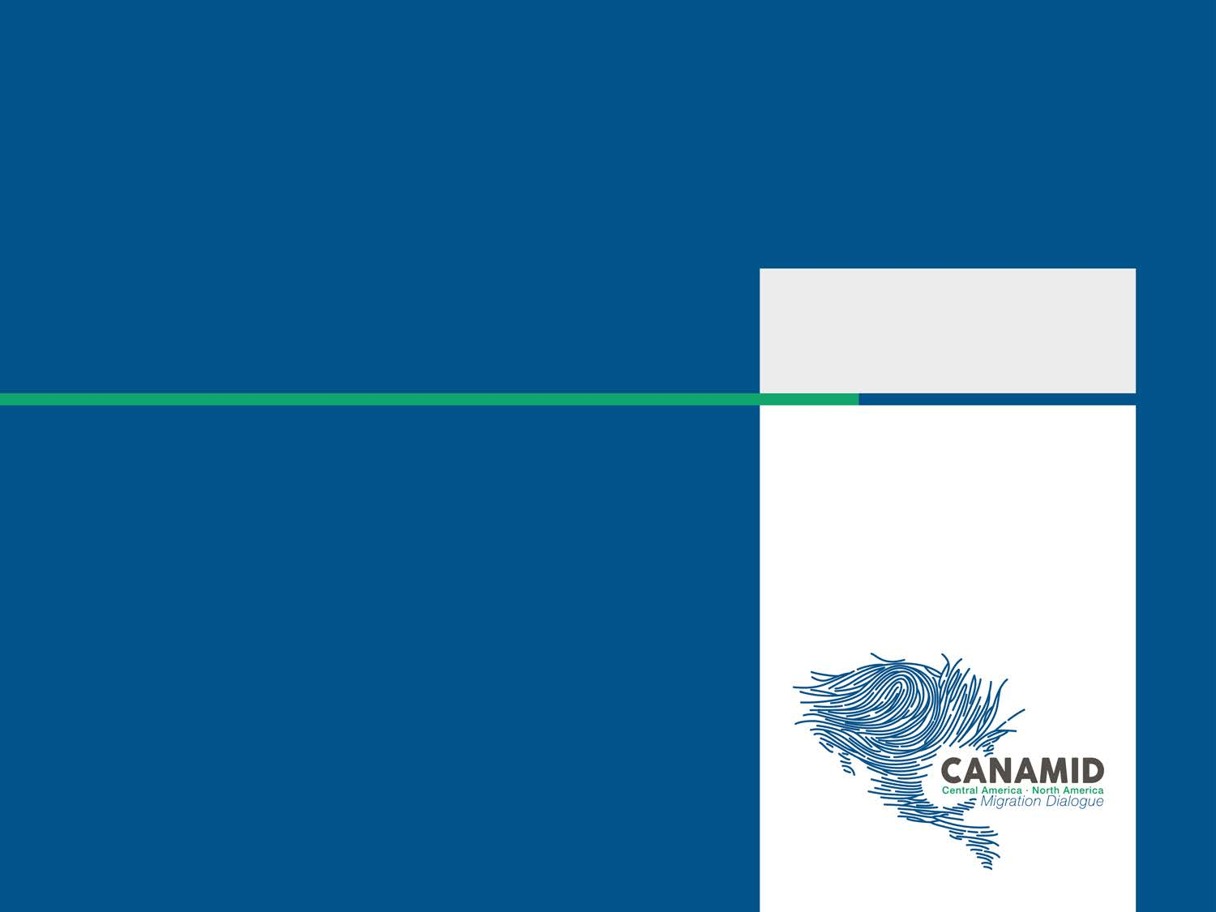CANAMID

Central America · North America

Migration Dialogue